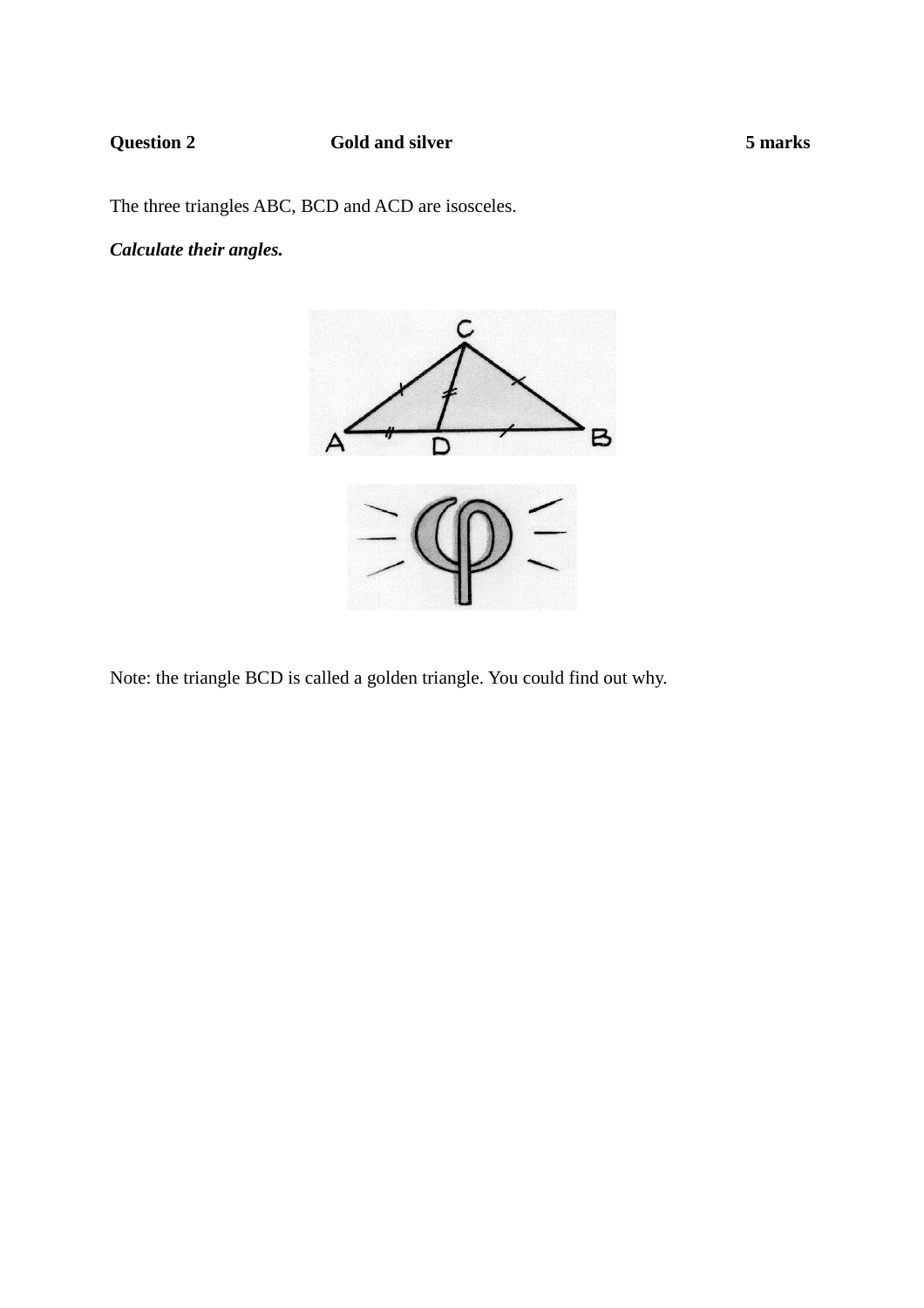**Question 2** **Gold and silver** **5 marks**

The three triangles ABC, BCD and ACD are isosceles.

***Calculate their angles.***

Note: the triangle BCD is called a golden triangle. You could find out why.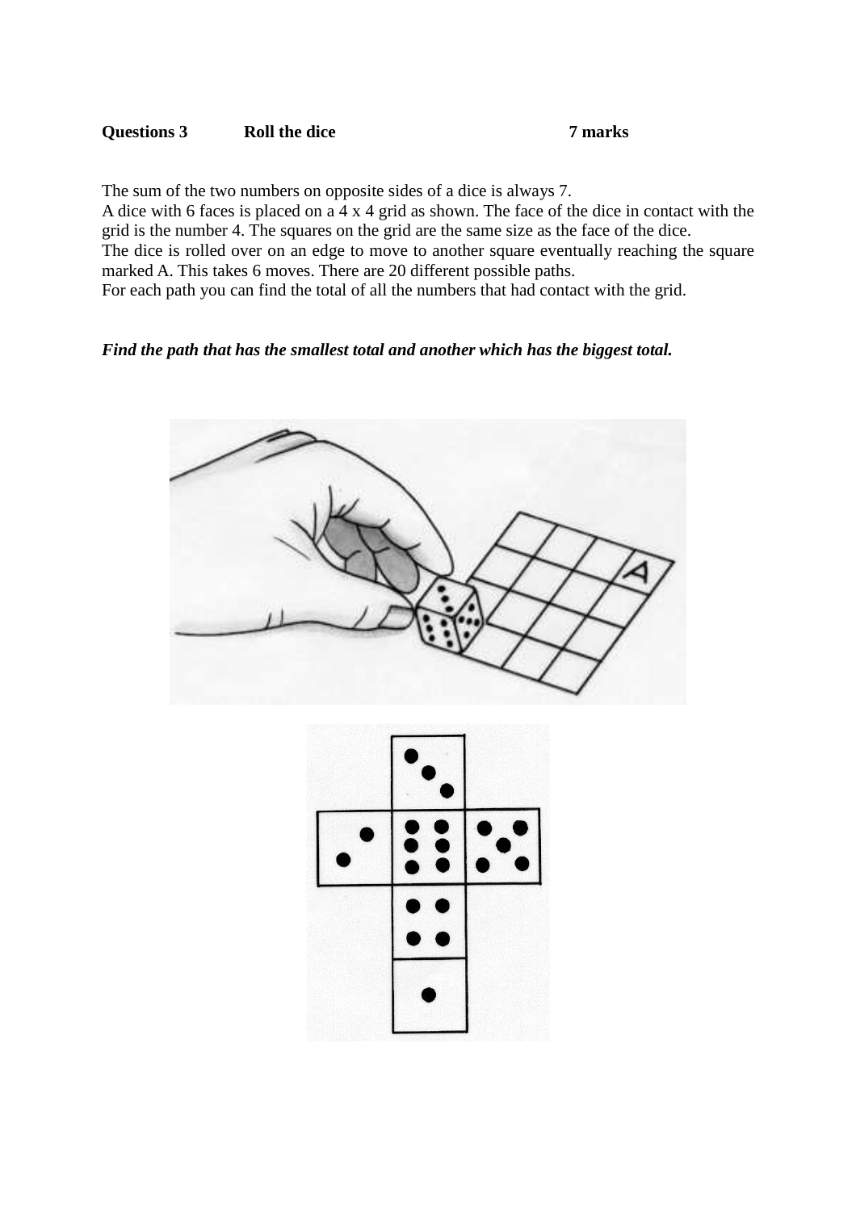**Questions 3 Roll the dice 7 marks**

The sum of the two numbers on opposite sides of a dice is always 7.
A dice with 6 faces is placed on a 4 x 4 grid as shown. The face of the dice in contact with the grid is the number 4. The squares on the grid are the same size as the face of the dice.
The dice is rolled over on an edge to move to another square eventually reaching the square marked A. This takes 6 moves. There are 20 different possible paths.
For each path you can find the total of all the numbers that had contact with the grid.

***Find the path that has the smallest total and another which has the biggest total.***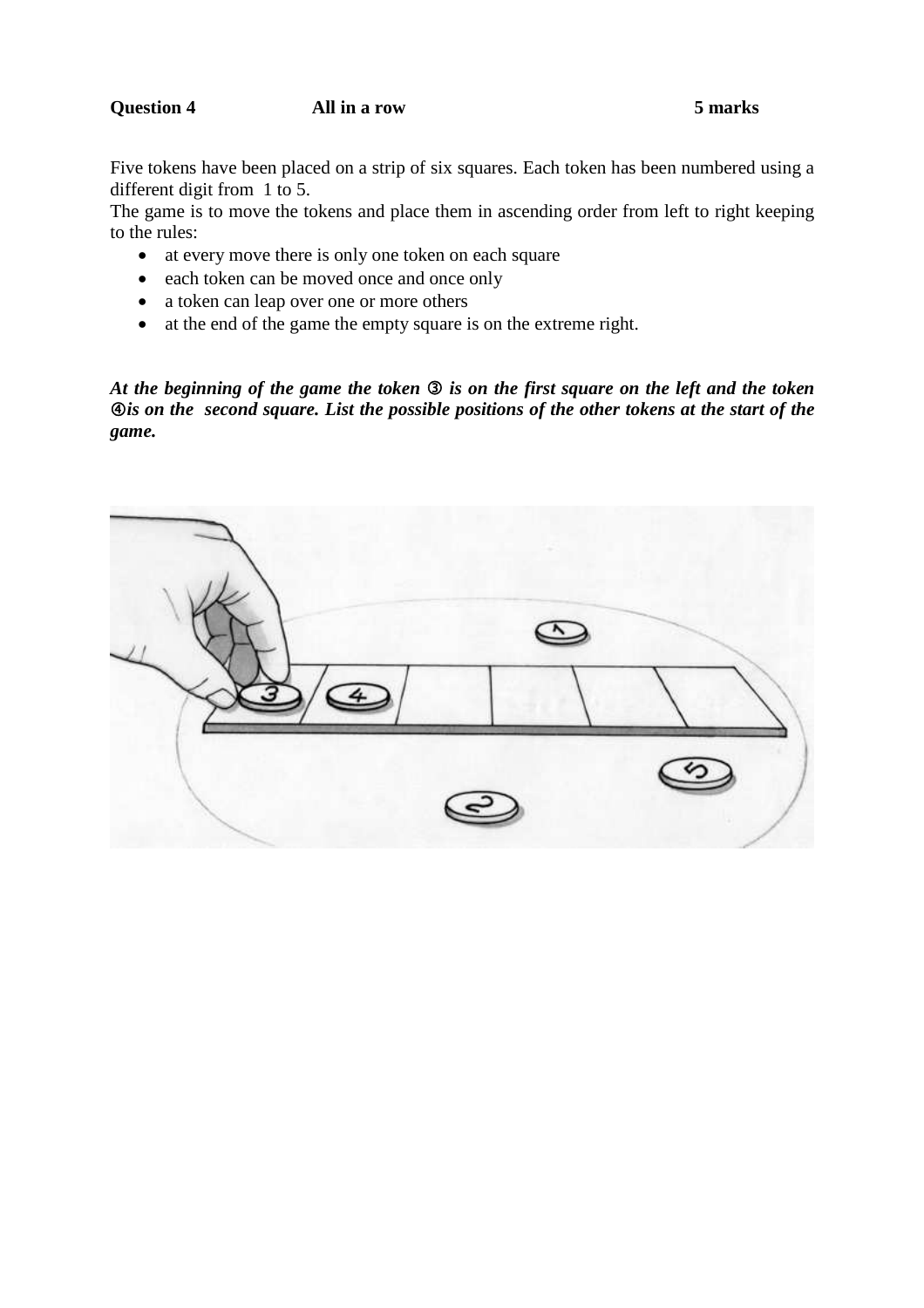**Question 4** **All in a row** **5 marks**

Five tokens have been placed on a strip of six squares. Each token has been numbered using a different digit from 1 to 5.

The game is to move the tokens and place them in ascending order from left to right keeping to the rules:

- at every move there is only one token on each square
- each token can be moved once and once only
- a token can leap over one or more others
- at the end of the game the empty square is on the extreme right.

***At the beginning of the game the token ③ is on the first square on the left and the token ④is on the second square. List the possible positions of the other tokens at the start of the game.***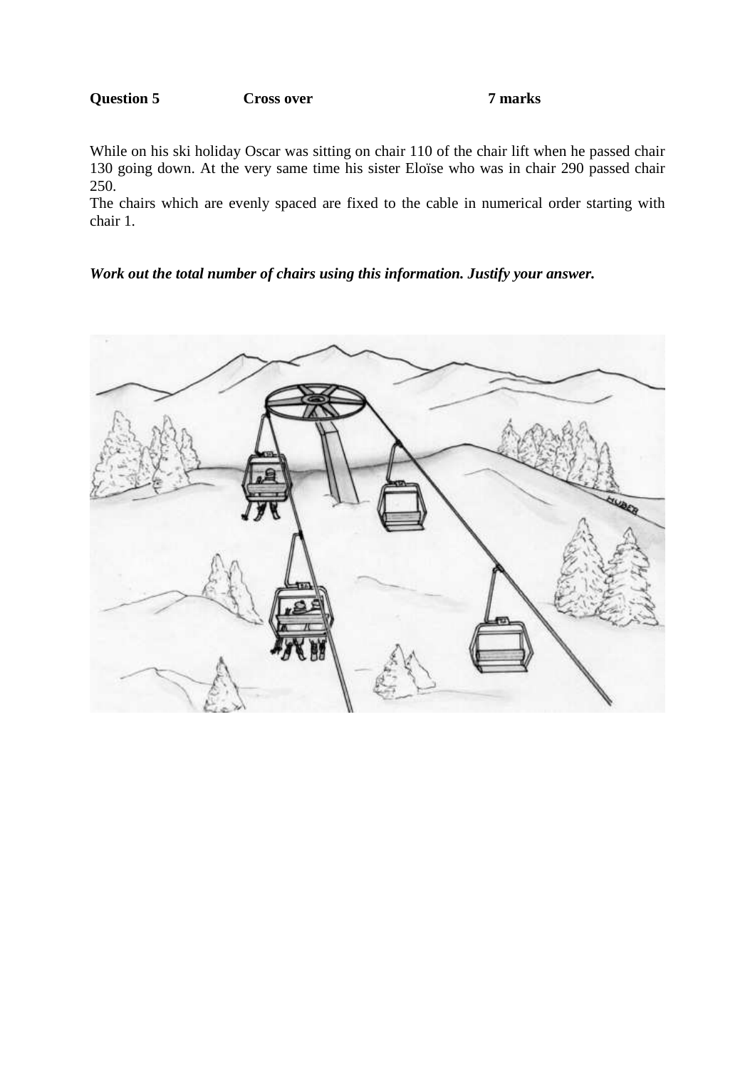**Question 5** **Cross over** **7 marks**

While on his ski holiday Oscar was sitting on chair 110 of the chair lift when he passed chair 130 going down. At the very same time his sister Eloïse who was in chair 290 passed chair 250.

The chairs which are evenly spaced are fixed to the cable in numerical order starting with chair 1.

***Work out the total number of chairs using this information. Justify your answer.***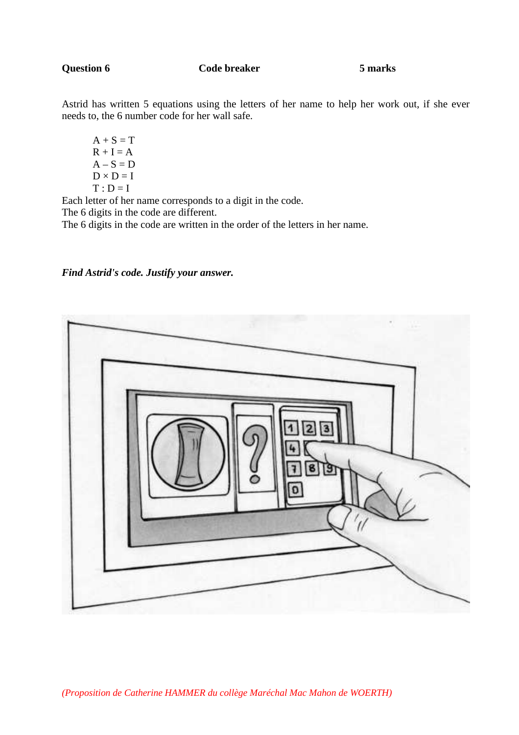**Question 6** **Code breaker** **5 marks**

Astrid has written 5 equations using the letters of her name to help her work out, if she ever needs to, the 6 number code for her wall safe.

$A + S = T$
$R + I = A$
$A - S = D$
$D \times D = I$
$T : D = I$

Each letter of her name corresponds to a digit in the code.
The 6 digits in the code are different.
The 6 digits in the code are written in the order of the letters in her name.

***Find Astrid's code. Justify your answer.***

*(Proposition de Catherine HAMMER du collège Maréchal Mac Mahon de WOERTH)*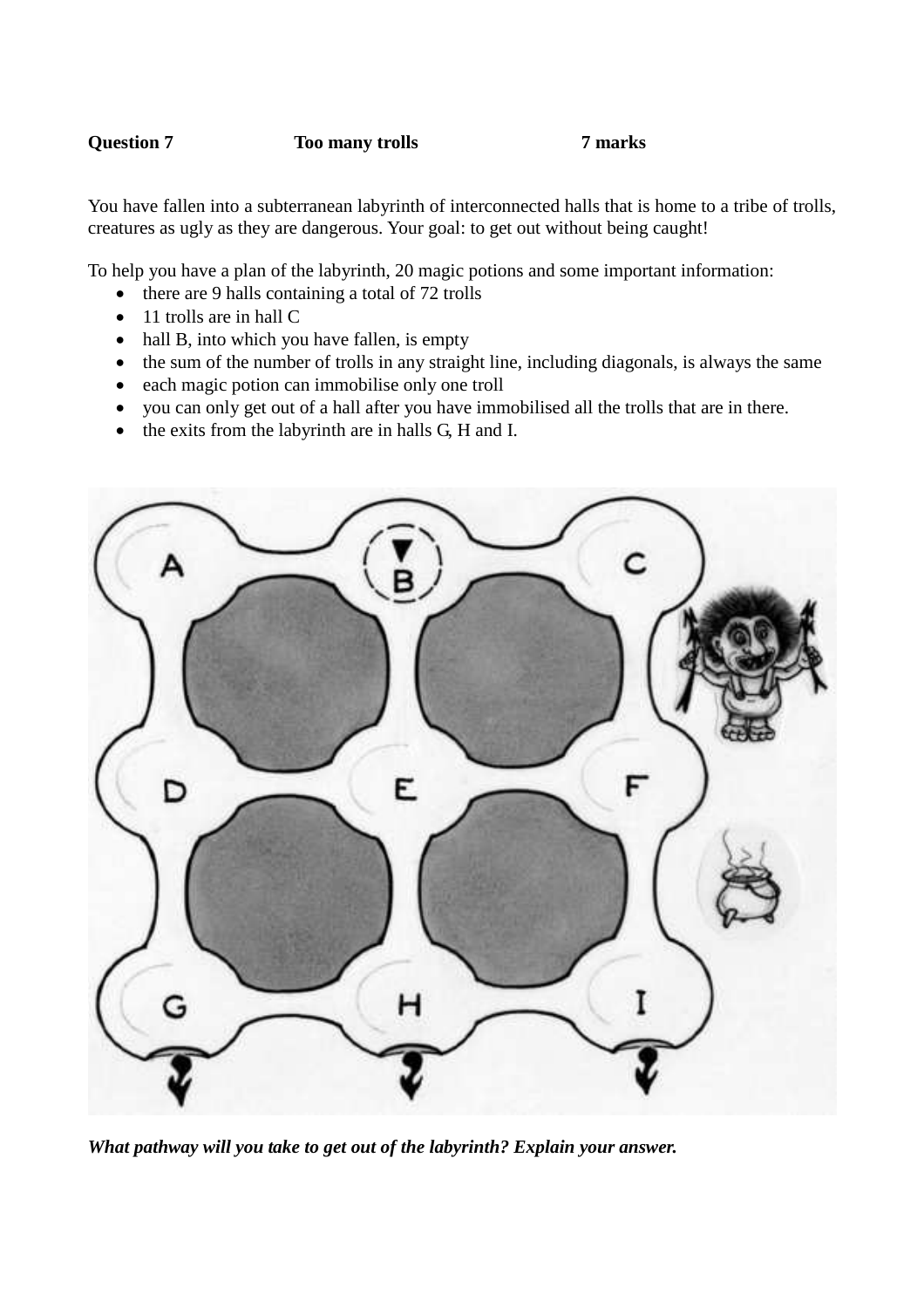**Question 7** **Too many trolls** **7 marks**

You have fallen into a subterranean labyrinth of interconnected halls that is home to a tribe of trolls, creatures as ugly as they are dangerous. Your goal: to get out without being caught!

To help you have a plan of the labyrinth, 20 magic potions and some important information:

- there are 9 halls containing a total of 72 trolls
- 11 trolls are in hall C
- hall B, into which you have fallen, is empty
- the sum of the number of trolls in any straight line, including diagonals, is always the same
- each magic potion can immobilise only one troll
- you can only get out of a hall after you have immobilised all the trolls that are in there.
- the exits from the labyrinth are in halls G, H and I.

***What pathway will you take to get out of the labyrinth? Explain your answer.***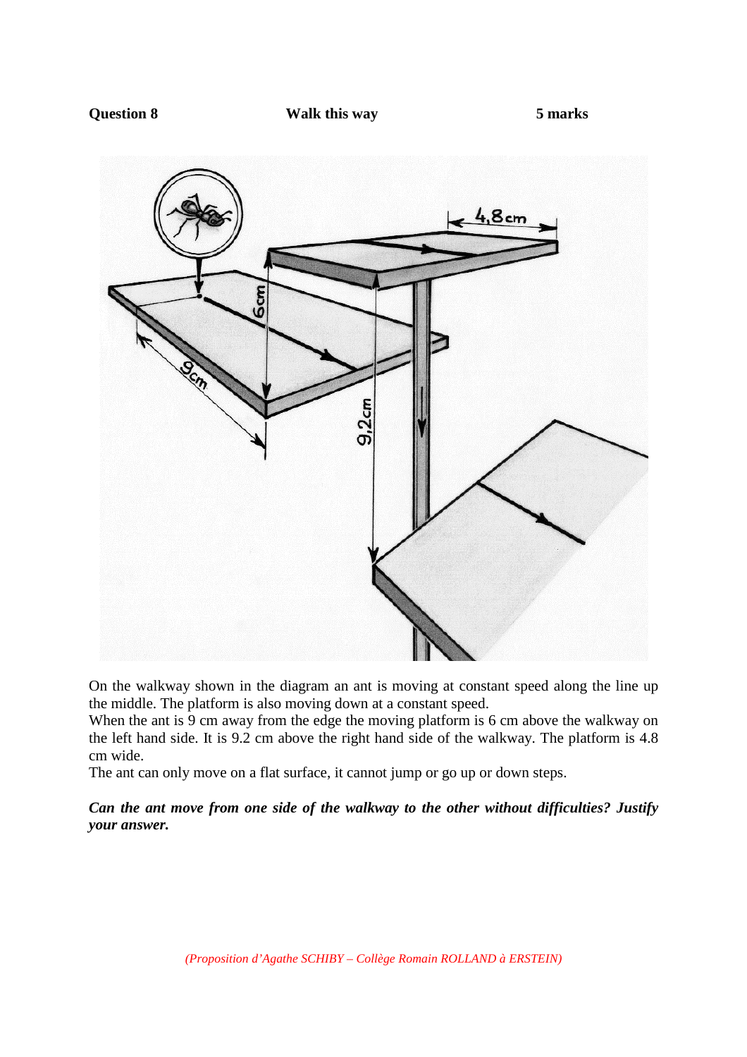**Question 8** **Walk this way** **5 marks**

On the walkway shown in the diagram an ant is moving at constant speed along the line up the middle. The platform is also moving down at a constant speed.
When the ant is 9 cm away from the edge the moving platform is 6 cm above the walkway on the left hand side. It is 9.2 cm above the right hand side of the walkway. The platform is 4.8 cm wide.
The ant can only move on a flat surface, it cannot jump or go up or down steps.

***Can the ant move from one side of the walkway to the other without difficulties? Justify your answer.***

*(Proposition d'Agathe SCHIBY – Collège Romain ROLLAND à ERSTEIN)*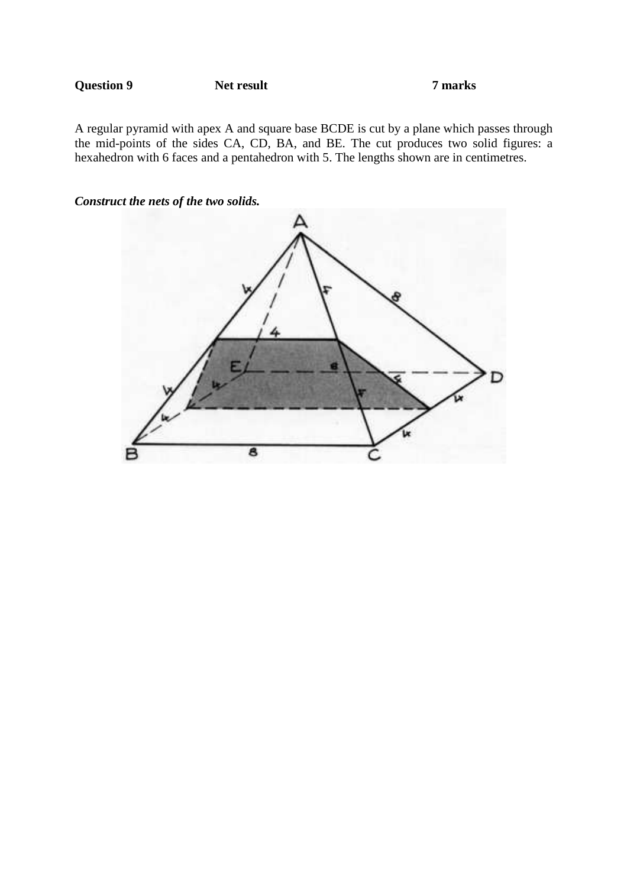**Question 9** **Net result** **7 marks**

A regular pyramid with apex A and square base BCDE is cut by a plane which passes through the mid-points of the sides CA, CD, BA, and BE. The cut produces two solid figures: a hexahedron with 6 faces and a pentahedron with 5. The lengths shown are in centimetres.

***Construct the nets of the two solids.***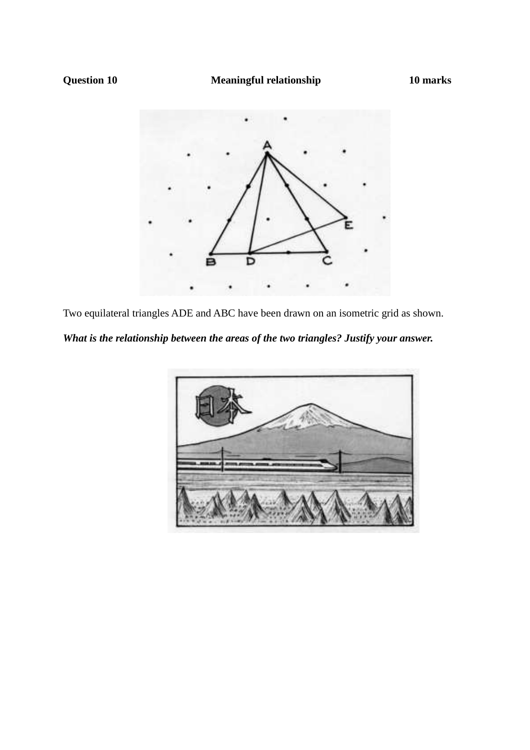**Question 10** **Meaningful relationship** **10 marks**

Two equilateral triangles ADE and ABC have been drawn on an isometric grid as shown.

***What is the relationship between the areas of the two triangles? Justify your answer.***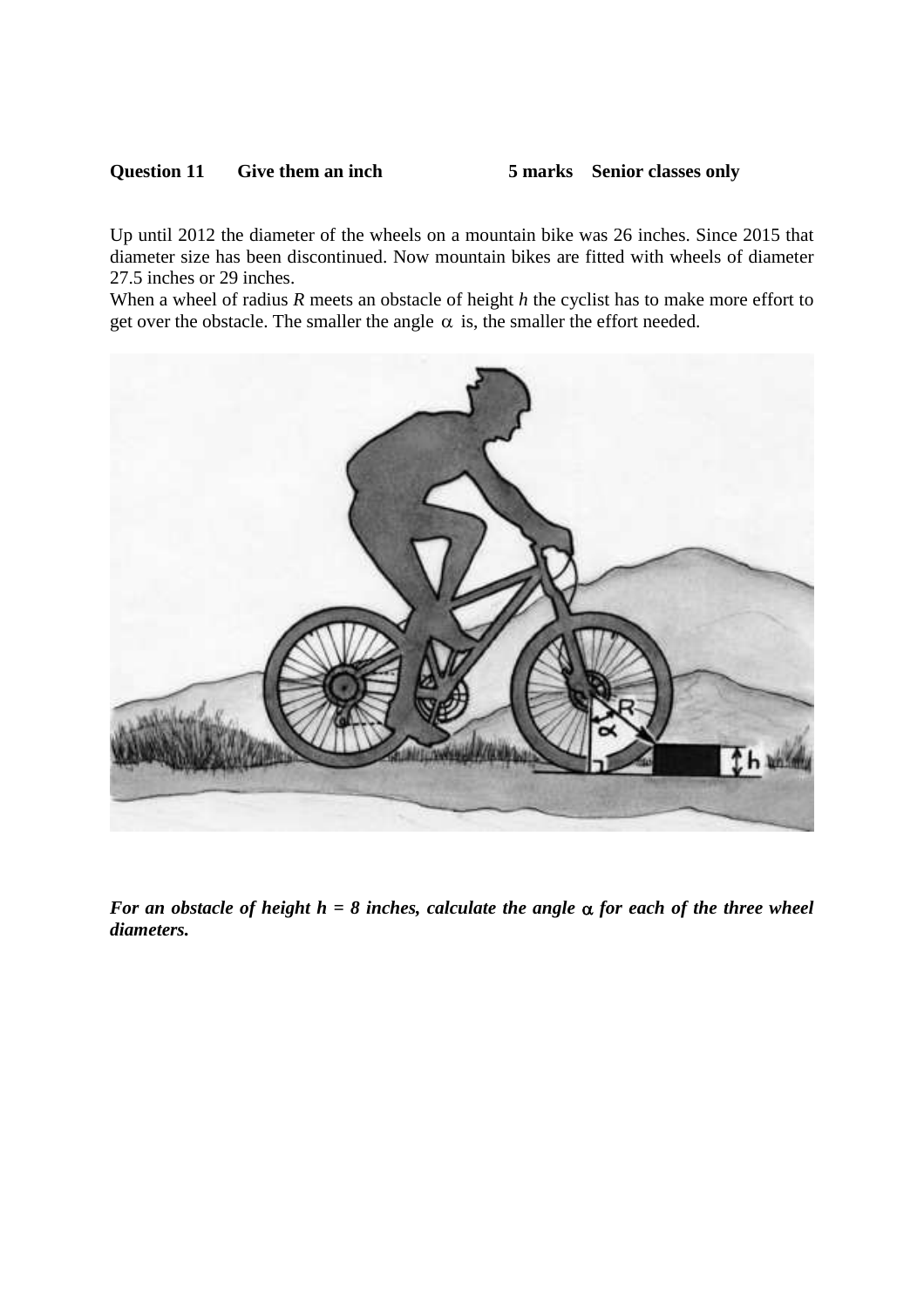**Question 11 Give them an inch 5 marks Senior classes only**

Up until 2012 the diameter of the wheels on a mountain bike was 26 inches. Since 2015 that diameter size has been discontinued. Now mountain bikes are fitted with wheels of diameter 27.5 inches or 29 inches.

When a wheel of radius $R$ meets an obstacle of height $h$ the cyclist has to make more effort to get over the obstacle. The smaller the angle $\alpha$ is, the smaller the effort needed.

***For an obstacle of height $h = 8$ inches, calculate the angle $\alpha$ for each of the three wheel diameters.***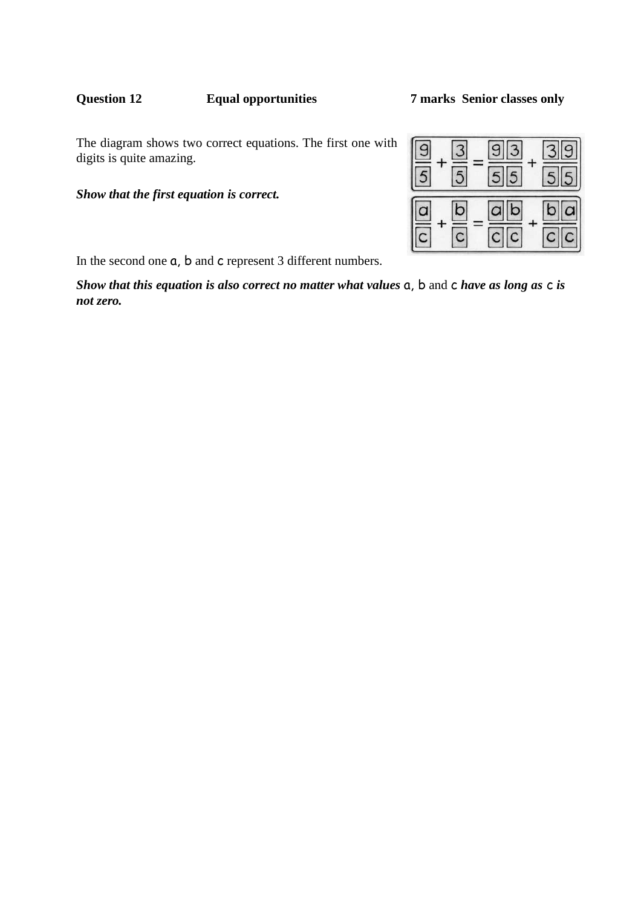**Question 12** **Equal opportunities** **7 marks Senior classes only**

The diagram shows two correct equations. The first one with digits is quite amazing.

$$\frac{9}{5} + \frac{3}{5} = \frac{93}{55} + \frac{39}{55}$$

$$\frac{a}{c} + \frac{b}{c} = \frac{ab}{cc} + \frac{ba}{cc}$$

***Show that the first equation is correct.***

In the second one a, b and c represent 3 different numbers.

***Show that this equation is also correct no matter what values*** a, b and c ***have as long as*** c ***is not zero.***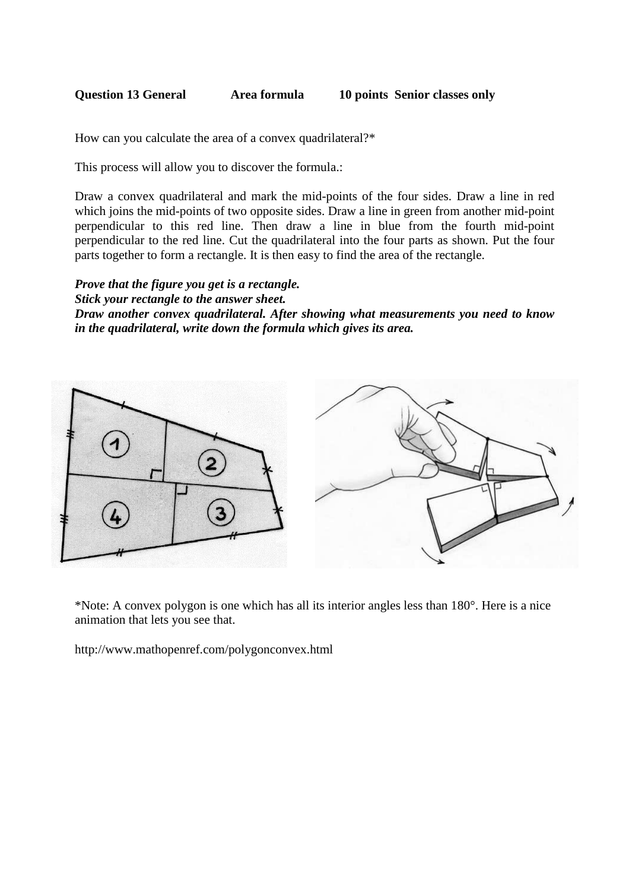**Question 13 General Area formula 10 points Senior classes only**

How can you calculate the area of a convex quadrilateral?*

This process will allow you to discover the formula.:

Draw a convex quadrilateral and mark the mid-points of the four sides. Draw a line in red which joins the mid-points of two opposite sides. Draw a line in green from another mid-point perpendicular to this red line. Then draw a line in blue from the fourth mid-point perpendicular to the red line. Cut the quadrilateral into the four parts as shown. Put the four parts together to form a rectangle. It is then easy to find the area of the rectangle.

***Prove that the figure you get is a rectangle.***
***Stick your rectangle to the answer sheet.***
***Draw another convex quadrilateral. After showing what measurements you need to know in the quadrilateral, write down the formula which gives its area.***

*Note: A convex polygon is one which has all its interior angles less than 180°. Here is a nice animation that lets you see that.

http://www.mathopenref.com/polygonconvex.html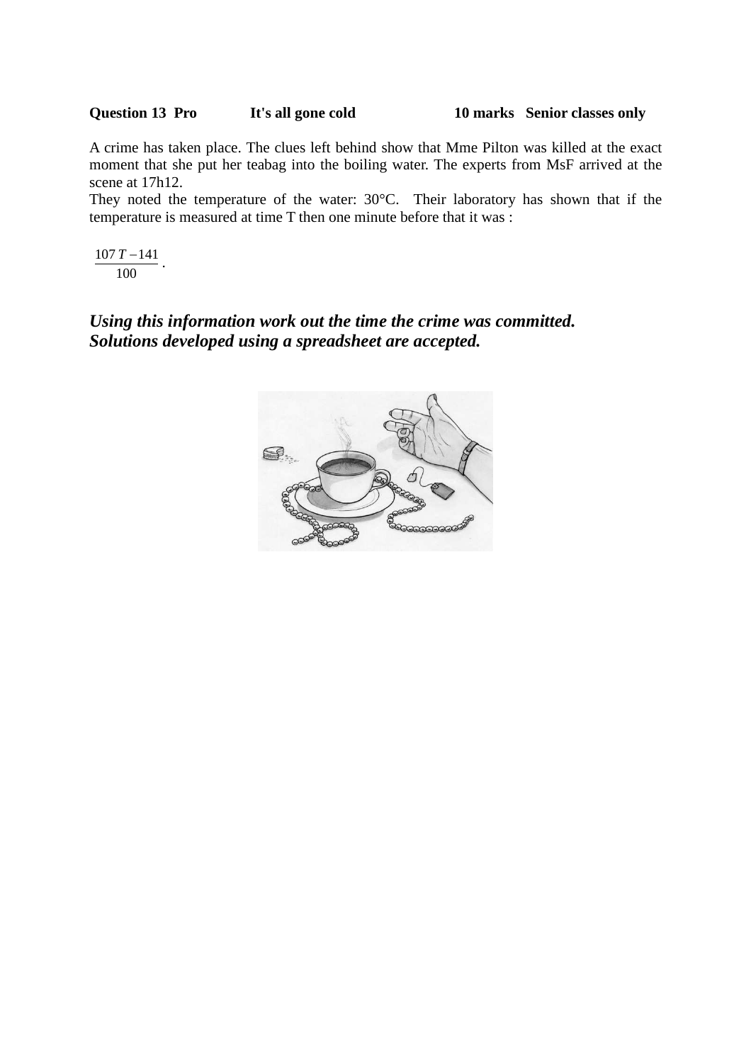**Question 13 Pro** **It's all gone cold** **10 marks Senior classes only**

A crime has taken place. The clues left behind show that Mme Pilton was killed at the exact moment that she put her teabag into the boiling water. The experts from MsF arrived at the scene at 17h12.

They noted the temperature of the water: 30°C. Their laboratory has shown that if the temperature is measured at time T then one minute before that it was :

$$\frac{107\,T - 141}{100}.$$

***Using this information work out the time the crime was committed.***
***Solutions developed using a spreadsheet are accepted.***